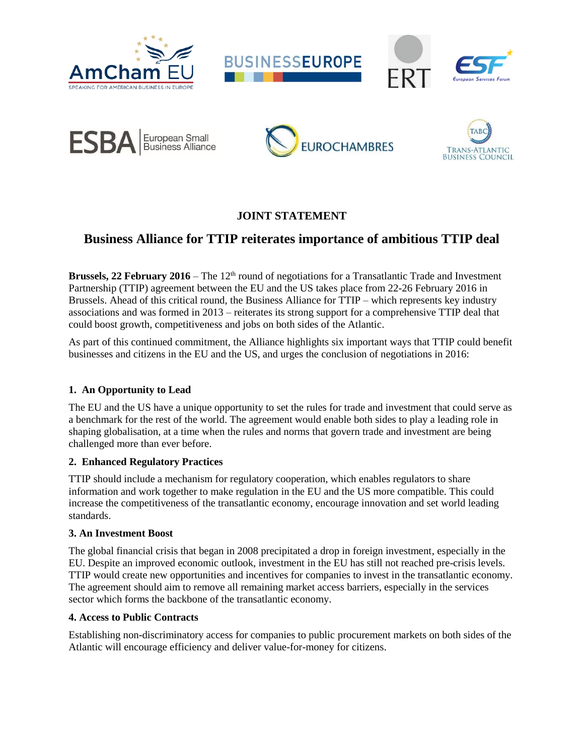AmCham EU
SPEAKING FOR AMERICAN BUSINESS IN EUROPE

BUSINESSEUROPE

ERT

ESF European Services Forum

ESBA European Small Business Alliance

EUROCHAMBRES

TABC TRANS-ATLANTIC BUSINESS COUNCIL

## JOINT STATEMENT

# Business Alliance for TTIP reiterates importance of ambitious TTIP deal

**Brussels, 22 February 2016** – The 12th round of negotiations for a Transatlantic Trade and Investment Partnership (TTIP) agreement between the EU and the US takes place from 22-26 February 2016 in Brussels. Ahead of this critical round, the Business Alliance for TTIP – which represents key industry associations and was formed in 2013 – reiterates its strong support for a comprehensive TTIP deal that could boost growth, competitiveness and jobs on both sides of the Atlantic.

As part of this continued commitment, the Alliance highlights six important ways that TTIP could benefit businesses and citizens in the EU and the US, and urges the conclusion of negotiations in 2016:

### 1. An Opportunity to Lead

The EU and the US have a unique opportunity to set the rules for trade and investment that could serve as a benchmark for the rest of the world. The agreement would enable both sides to play a leading role in shaping globalisation, at a time when the rules and norms that govern trade and investment are being challenged more than ever before.

### 2. Enhanced Regulatory Practices

TTIP should include a mechanism for regulatory cooperation, which enables regulators to share information and work together to make regulation in the EU and the US more compatible. This could increase the competitiveness of the transatlantic economy, encourage innovation and set world leading standards.

### 3. An Investment Boost

The global financial crisis that began in 2008 precipitated a drop in foreign investment, especially in the EU. Despite an improved economic outlook, investment in the EU has still not reached pre-crisis levels. TTIP would create new opportunities and incentives for companies to invest in the transatlantic economy. The agreement should aim to remove all remaining market access barriers, especially in the services sector which forms the backbone of the transatlantic economy.

### 4. Access to Public Contracts

Establishing non-discriminatory access for companies to public procurement markets on both sides of the Atlantic will encourage efficiency and deliver value-for-money for citizens.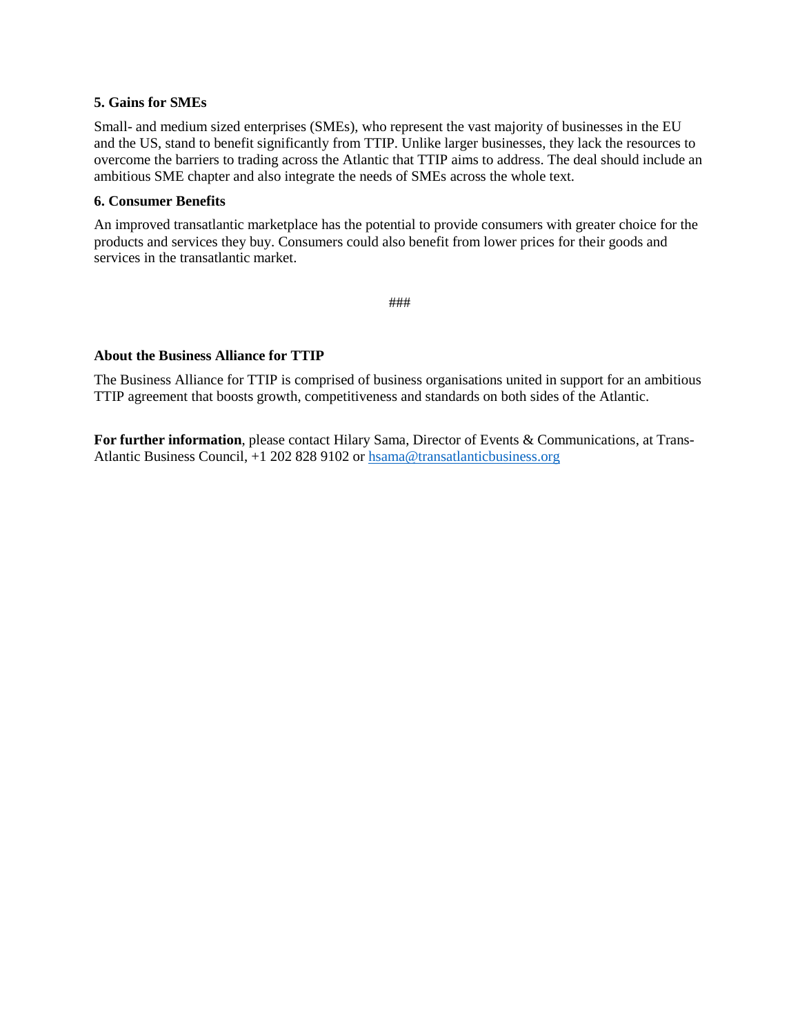**5. Gains for SMEs**

Small- and medium sized enterprises (SMEs), who represent the vast majority of businesses in the EU and the US, stand to benefit significantly from TTIP. Unlike larger businesses, they lack the resources to overcome the barriers to trading across the Atlantic that TTIP aims to address. The deal should include an ambitious SME chapter and also integrate the needs of SMEs across the whole text.

**6. Consumer Benefits**

An improved transatlantic marketplace has the potential to provide consumers with greater choice for the products and services they buy. Consumers could also benefit from lower prices for their goods and services in the transatlantic market.

###

**About the Business Alliance for TTIP**

The Business Alliance for TTIP is comprised of business organisations united in support for an ambitious TTIP agreement that boosts growth, competitiveness and standards on both sides of the Atlantic.

**For further information**, please contact Hilary Sama, Director of Events & Communications, at Trans-Atlantic Business Council, +1 202 828 9102 or hsama@transatlanticbusiness.org